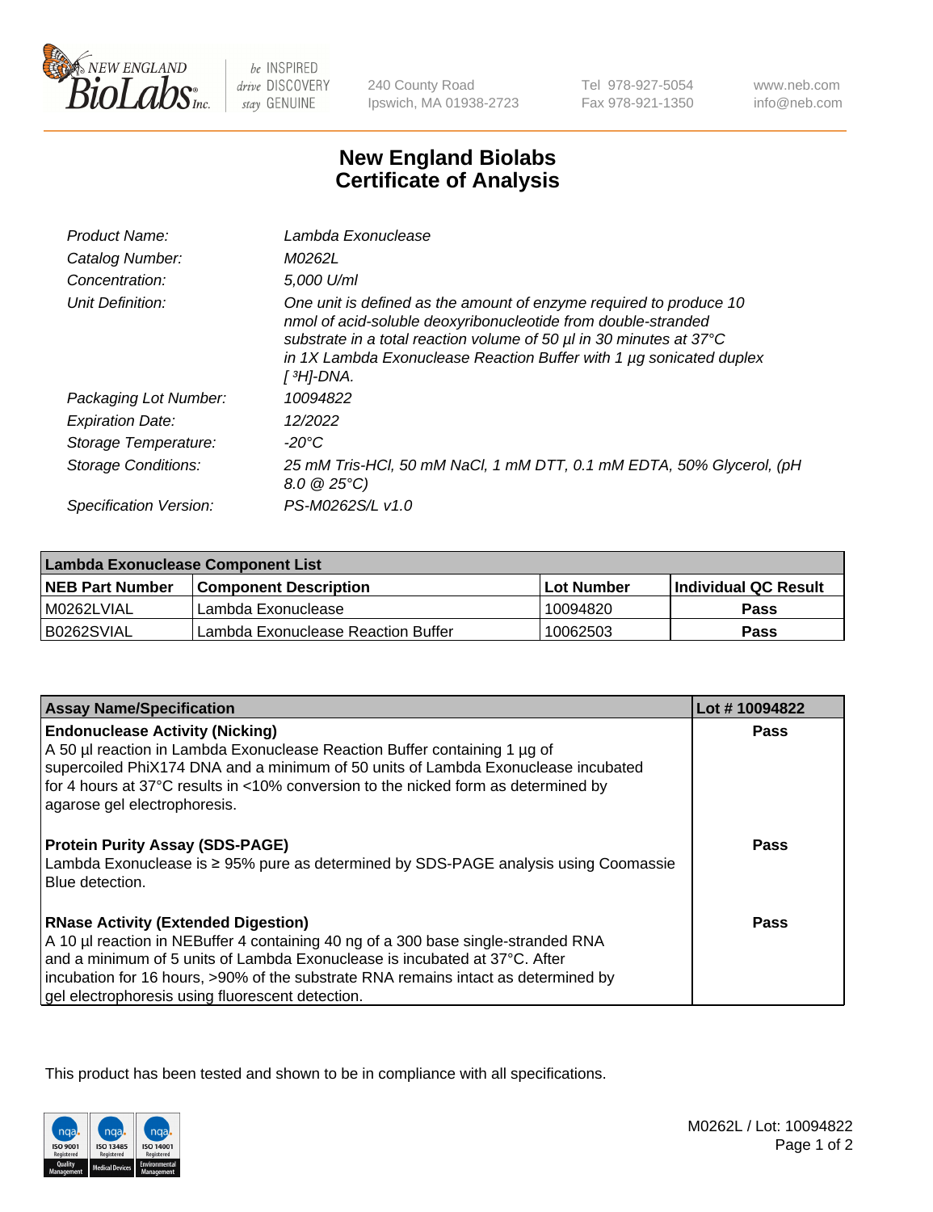# New England Biolabs
# Certificate of Analysis

| | |
|---|---|
| *Product Name:* | *Lambda Exonuclease* |
| *Catalog Number:* | *M0262L* |
| *Concentration:* | *5,000 U/ml* |
| *Unit Definition:* | *One unit is defined as the amount of enzyme required to produce 10 nmol of acid-soluble deoxyribonucleotide from double-stranded substrate in a total reaction volume of 50 µl in 30 minutes at 37°C in 1X Lambda Exonuclease Reaction Buffer with 1 µg sonicated duplex [ $^3$H]-DNA.* |
| *Packaging Lot Number:* | *10094822* |
| *Expiration Date:* | *12/2022* |
| *Storage Temperature:* | *-20°C* |
| *Storage Conditions:* | *25 mM Tris-HCl, 50 mM NaCl, 1 mM DTT, 0.1 mM EDTA, 50% Glycerol, (pH 8.0 @ 25°C)* |
| *Specification Version:* | *PS-M0262S/L v1.0* |

| Lambda Exonuclease Component List | | | |
|---|---|---|---|
| **NEB Part Number** | **Component Description** | **Lot Number** | **Individual QC Result** |
| M0262LVIAL | Lambda Exonuclease | 10094820 | **Pass** |
| B0262SVIAL | Lambda Exonuclease Reaction Buffer | 10062503 | **Pass** |

| Assay Name/Specification | Lot # 10094822 |
|---|---|
| **Endonuclease Activity (Nicking)**<br>A 50 µl reaction in Lambda Exonuclease Reaction Buffer containing 1 µg of supercoiled PhiX174 DNA and a minimum of 50 units of Lambda Exonuclease incubated for 4 hours at 37°C results in <10% conversion to the nicked form as determined by agarose gel electrophoresis. | **Pass** |
| **Protein Purity Assay (SDS-PAGE)**<br>Lambda Exonuclease is ≥ 95% pure as determined by SDS-PAGE analysis using Coomassie Blue detection. | **Pass** |
| **RNase Activity (Extended Digestion)**<br>A 10 µl reaction in NEBuffer 4 containing 40 ng of a 300 base single-stranded RNA and a minimum of 5 units of Lambda Exonuclease is incubated at 37°C. After incubation for 16 hours, >90% of the substrate RNA remains intact as determined by gel electrophoresis using fluorescent detection. | **Pass** |

This product has been tested and shown to be in compliance with all specifications.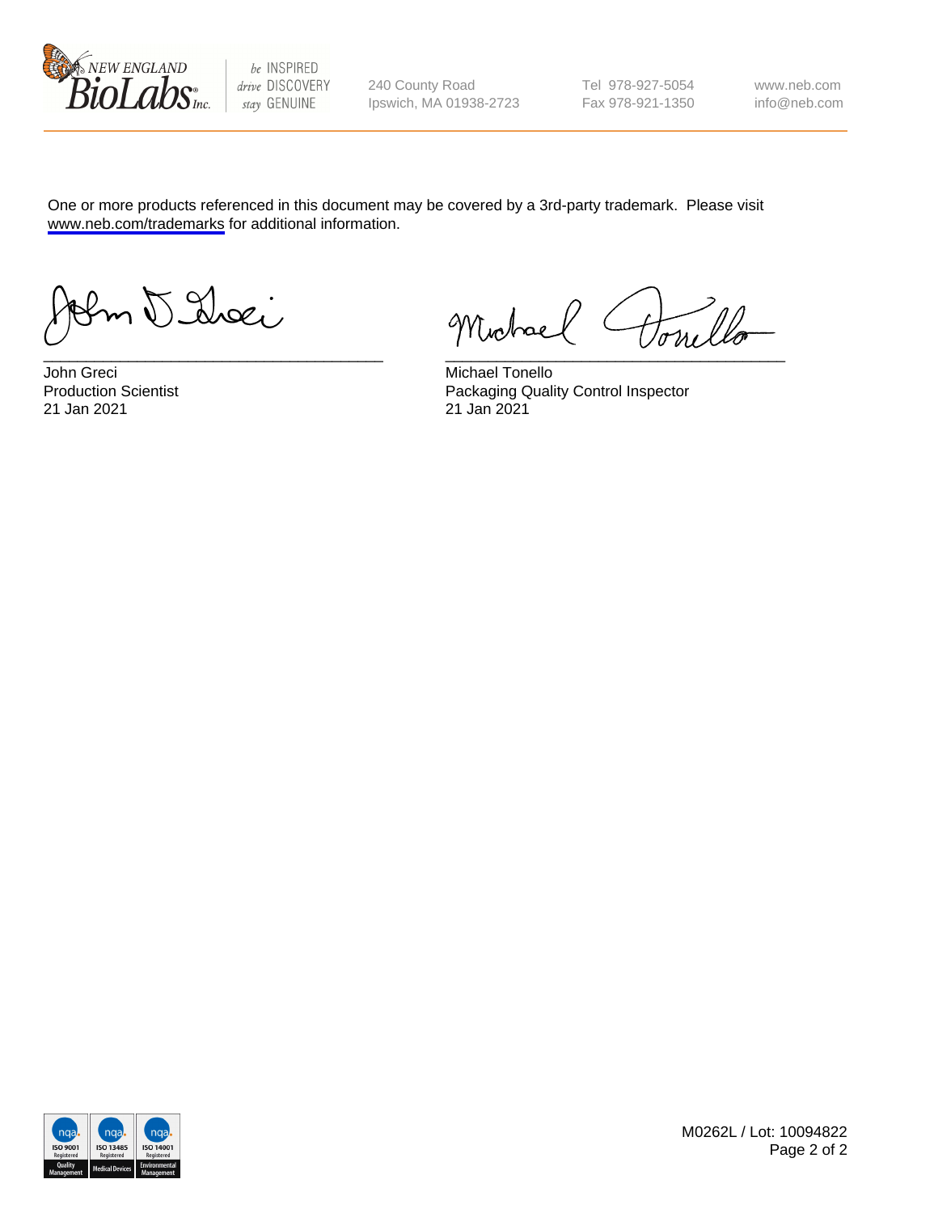One or more products referenced in this document may be covered by a 3rd-party trademark. Please visit www.neb.com/trademarks for additional information.

John Greci
Production Scientist
21 Jan 2021

Michael Tonello
Packaging Quality Control Inspector
21 Jan 2021

M0262L / Lot: 10094822